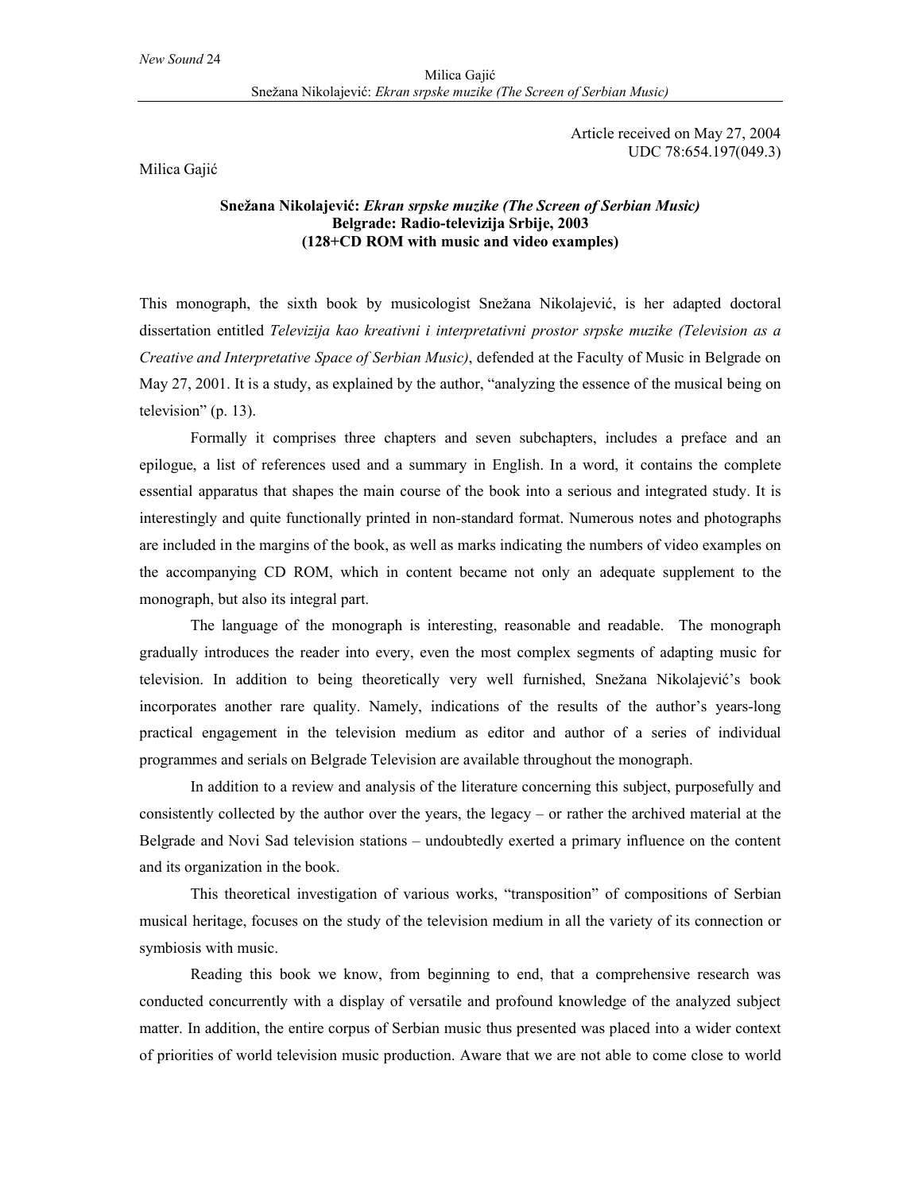Article received on May 27, 2004
UDC 78:654.197(049.3)

Milica Gajić

**Snežana Nikolajević: *Ekran srpske muzike (The Screen of Serbian Music)***
**Belgrade: Radio-televizija Srbije, 2003**
**(128+CD ROM with music and video examples)**

This monograph, the sixth book by musicologist Snežana Nikolajević, is her adapted doctoral dissertation entitled *Televizija kao kreativni i interpretativni prostor srpske muzike (Television as a Creative and Interpretative Space of Serbian Music)*, defended at the Faculty of Music in Belgrade on May 27, 2001. It is a study, as explained by the author, "analyzing the essence of the musical being on television" (p. 13).

Formally it comprises three chapters and seven subchapters, includes a preface and an epilogue, a list of references used and a summary in English. In a word, it contains the complete essential apparatus that shapes the main course of the book into a serious and integrated study. It is interestingly and quite functionally printed in non-standard format. Numerous notes and photographs are included in the margins of the book, as well as marks indicating the numbers of video examples on the accompanying CD ROM, which in content became not only an adequate supplement to the monograph, but also its integral part.

The language of the monograph is interesting, reasonable and readable. The monograph gradually introduces the reader into every, even the most complex segments of adapting music for television. In addition to being theoretically very well furnished, Snežana Nikolajević's book incorporates another rare quality. Namely, indications of the results of the author's years-long practical engagement in the television medium as editor and author of a series of individual programmes and serials on Belgrade Television are available throughout the monograph.

In addition to a review and analysis of the literature concerning this subject, purposefully and consistently collected by the author over the years, the legacy – or rather the archived material at the Belgrade and Novi Sad television stations – undoubtedly exerted a primary influence on the content and its organization in the book.

This theoretical investigation of various works, "transposition" of compositions of Serbian musical heritage, focuses on the study of the television medium in all the variety of its connection or symbiosis with music.

Reading this book we know, from beginning to end, that a comprehensive research was conducted concurrently with a display of versatile and profound knowledge of the analyzed subject matter. In addition, the entire corpus of Serbian music thus presented was placed into a wider context of priorities of world television music production. Aware that we are not able to come close to world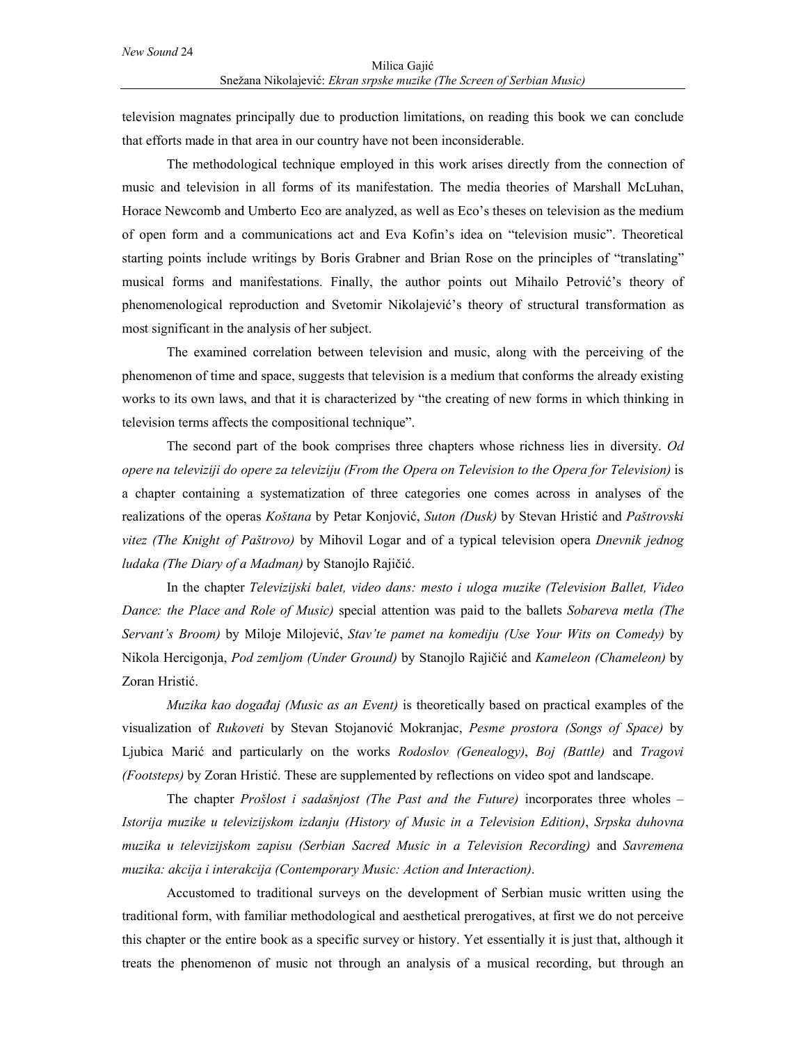television magnates principally due to production limitations, on reading this book we can conclude that efforts made in that area in our country have not been inconsiderable.

The methodological technique employed in this work arises directly from the connection of music and television in all forms of its manifestation. The media theories of Marshall McLuhan, Horace Newcomb and Umberto Eco are analyzed, as well as Eco's theses on television as the medium of open form and a communications act and Eva Kofin's idea on "television music". Theoretical starting points include writings by Boris Grabner and Brian Rose on the principles of "translating" musical forms and manifestations. Finally, the author points out Mihailo Petrović's theory of phenomenological reproduction and Svetomir Nikolajević's theory of structural transformation as most significant in the analysis of her subject.

The examined correlation between television and music, along with the perceiving of the phenomenon of time and space, suggests that television is a medium that conforms the already existing works to its own laws, and that it is characterized by "the creating of new forms in which thinking in television terms affects the compositional technique".

The second part of the book comprises three chapters whose richness lies in diversity. *Od opere na televiziji do opere za televiziju (From the Opera on Television to the Opera for Television)* is a chapter containing a systematization of three categories one comes across in analyses of the realizations of the operas *Koštana* by Petar Konjović, *Suton (Dusk)* by Stevan Hristić and *Paštrovski vitez (The Knight of Paštrovo)* by Mihovil Logar and of a typical television opera *Dnevnik jednog ludaka (The Diary of a Madman)* by Stanojlo Rajičić.

In the chapter *Televizijski balet, video dans: mesto i uloga muzike (Television Ballet, Video Dance: the Place and Role of Music)* special attention was paid to the ballets *Sobareva metla (The Servant's Broom)* by Miloje Milojević, *Stav'te pamet na komediju (Use Your Wits on Comedy)* by Nikola Hercigonja, *Pod zemljom (Under Ground)* by Stanojlo Rajičić and *Kameleon (Chameleon)* by Zoran Hristić.

*Muzika kao događaj (Music as an Event)* is theoretically based on practical examples of the visualization of *Rukoveti* by Stevan Stojanović Mokranjac, *Pesme prostora (Songs of Space)* by Ljubica Marić and particularly on the works *Rodoslov (Genealogy)*, *Boj (Battle)* and *Tragovi (Footsteps)* by Zoran Hristić. These are supplemented by reflections on video spot and landscape.

The chapter *Prošlost i sadašnjost (The Past and the Future)* incorporates three wholes – *Istorija muzike u televizijskom izdanju (History of Music in a Television Edition)*, *Srpska duhovna muzika u televizijskom zapisu (Serbian Sacred Music in a Television Recording)* and *Savremena muzika: akcija i interakcija (Contemporary Music: Action and Interaction)*.

Accustomed to traditional surveys on the development of Serbian music written using the traditional form, with familiar methodological and aesthetical prerogatives, at first we do not perceive this chapter or the entire book as a specific survey or history. Yet essentially it is just that, although it treats the phenomenon of music not through an analysis of a musical recording, but through an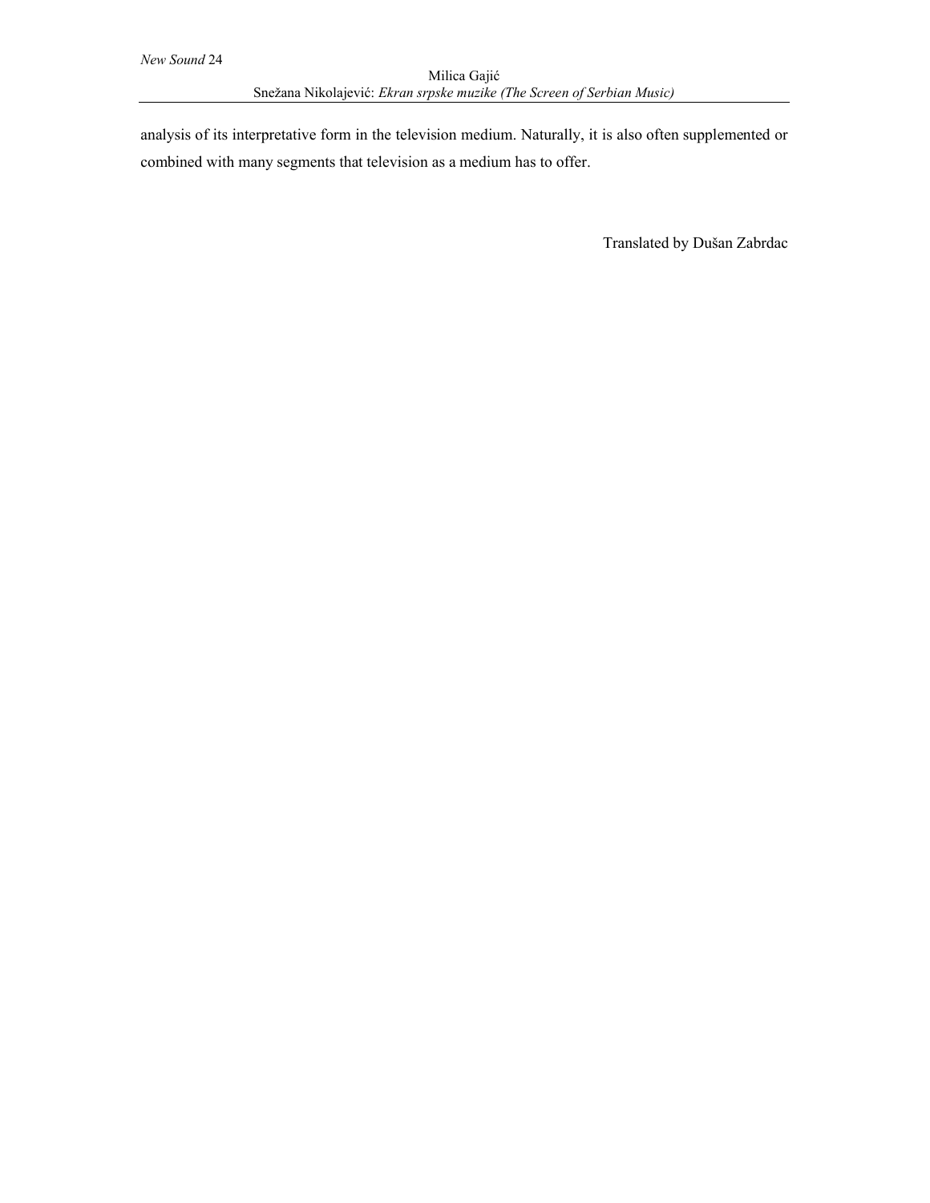analysis of its interpretative form in the television medium. Naturally, it is also often supplemented or combined with many segments that television as a medium has to offer.

Translated by Dušan Zabrdac